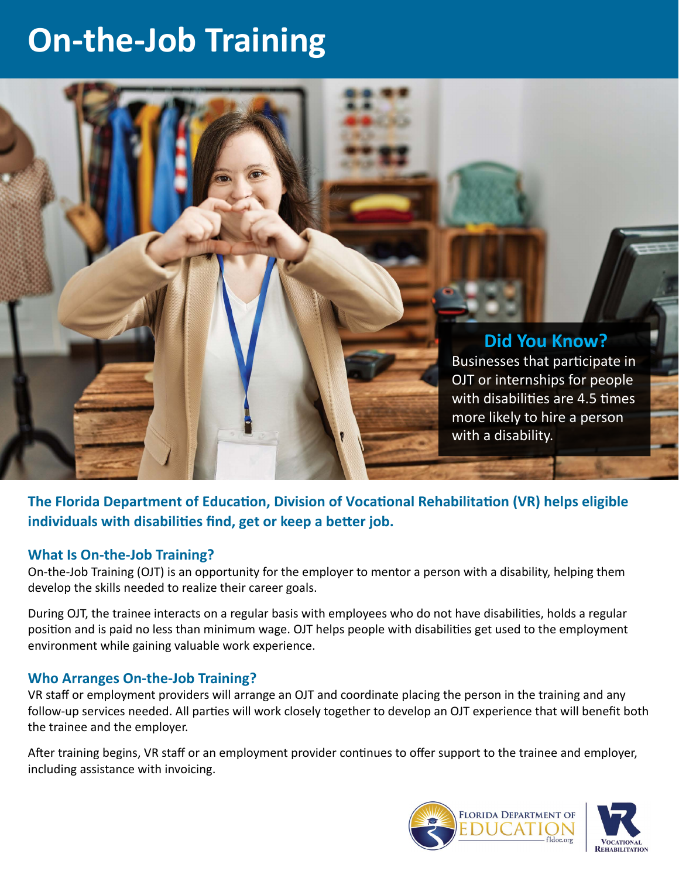# On-the-Job Training

**Did You Know?**

Businesses that participate in OJT or internships for people with disabilities are 4.5 times more likely to hire a person with a disability.

**The Florida Department of Education, Division of Vocational Rehabilitation (VR) helps eligible individuals with disabilities find, get or keep a better job.**

## What Is On-the-Job Training?

On-the-Job Training (OJT) is an opportunity for the employer to mentor a person with a disability, helping them develop the skills needed to realize their career goals.

During OJT, the trainee interacts on a regular basis with employees who do not have disabilities, holds a regular position and is paid no less than minimum wage. OJT helps people with disabilities get used to the employment environment while gaining valuable work experience.

## Who Arranges On-the-Job Training?

VR staff or employment providers will arrange an OJT and coordinate placing the person in the training and any follow-up services needed. All parties will work closely together to develop an OJT experience that will benefit both the trainee and the employer.

After training begins, VR staff or an employment provider continues to offer support to the trainee and employer, including assistance with invoicing.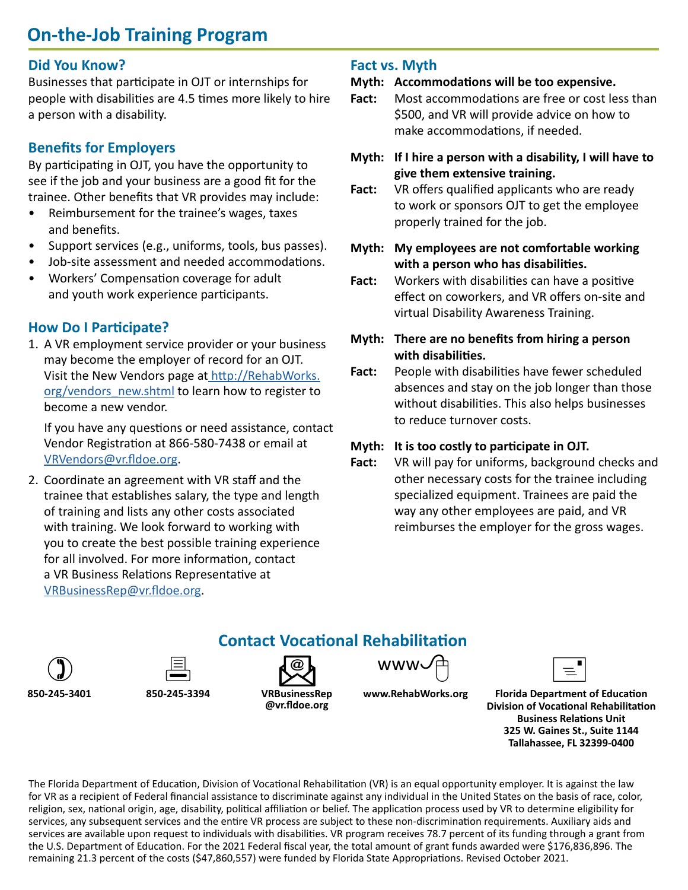# On-the-Job Training Program

## Did You Know?

Businesses that participate in OJT or internships for people with disabilities are 4.5 times more likely to hire a person with a disability.

## Benefits for Employers

By participating in OJT, you have the opportunity to see if the job and your business are a good fit for the trainee. Other benefits that VR provides may include:

- Reimbursement for the trainee's wages, taxes and benefits.
- Support services (e.g., uniforms, tools, bus passes).
- Job-site assessment and needed accommodations.
- Workers' Compensation coverage for adult and youth work experience participants.

## How Do I Participate?

1. A VR employment service provider or your business may become the employer of record for an OJT. Visit the New Vendors page at http://RehabWorks.org/vendors_new.shtml to learn how to register to become a new vendor.

   If you have any questions or need assistance, contact Vendor Registration at 866-580-7438 or email at VRVendors@vr.fldoe.org.

2. Coordinate an agreement with VR staff and the trainee that establishes salary, the type and length of training and lists any other costs associated with training. We look forward to working with you to create the best possible training experience for all involved. For more information, contact a VR Business Relations Representative at VRBusinessRep@vr.fldoe.org.

## Fact vs. Myth

**Myth: Accommodations will be too expensive.**
**Fact:** Most accommodations are free or cost less than $500, and VR will provide advice on how to make accommodations, if needed.

**Myth: If I hire a person with a disability, I will have to give them extensive training.**
**Fact:** VR offers qualified applicants who are ready to work or sponsors OJT to get the employee properly trained for the job.

**Myth: My employees are not comfortable working with a person who has disabilities.**
**Fact:** Workers with disabilities can have a positive effect on coworkers, and VR offers on-site and virtual Disability Awareness Training.

**Myth: There are no benefits from hiring a person with disabilities.**
**Fact:** People with disabilities have fewer scheduled absences and stay on the job longer than those without disabilities. This also helps businesses to reduce turnover costs.

**Myth: It is too costly to participate in OJT.**
**Fact:** VR will pay for uniforms, background checks and other necessary costs for the trainee including specialized equipment. Trainees are paid the way any other employees are paid, and VR reimburses the employer for the gross wages.

## Contact Vocational Rehabilitation

**850-245-3401**

**850-245-3394**

**VRBusinessRep@vr.fldoe.org**

**www.RehabWorks.org**

**Florida Department of Education**
**Division of Vocational Rehabilitation**
**Business Relations Unit**
**325 W. Gaines St., Suite 1144**
**Tallahassee, FL 32399-0400**

The Florida Department of Education, Division of Vocational Rehabilitation (VR) is an equal opportunity employer. It is against the law for VR as a recipient of Federal financial assistance to discriminate against any individual in the United States on the basis of race, color, religion, sex, national origin, age, disability, political affiliation or belief. The application process used by VR to determine eligibility for services, any subsequent services and the entire VR process are subject to these non-discrimination requirements. Auxiliary aids and services are available upon request to individuals with disabilities. VR program receives 78.7 percent of its funding through a grant from the U.S. Department of Education. For the 2021 Federal fiscal year, the total amount of grant funds awarded were $176,836,896. The remaining 21.3 percent of the costs ($47,860,557) were funded by Florida State Appropriations. Revised October 2021.